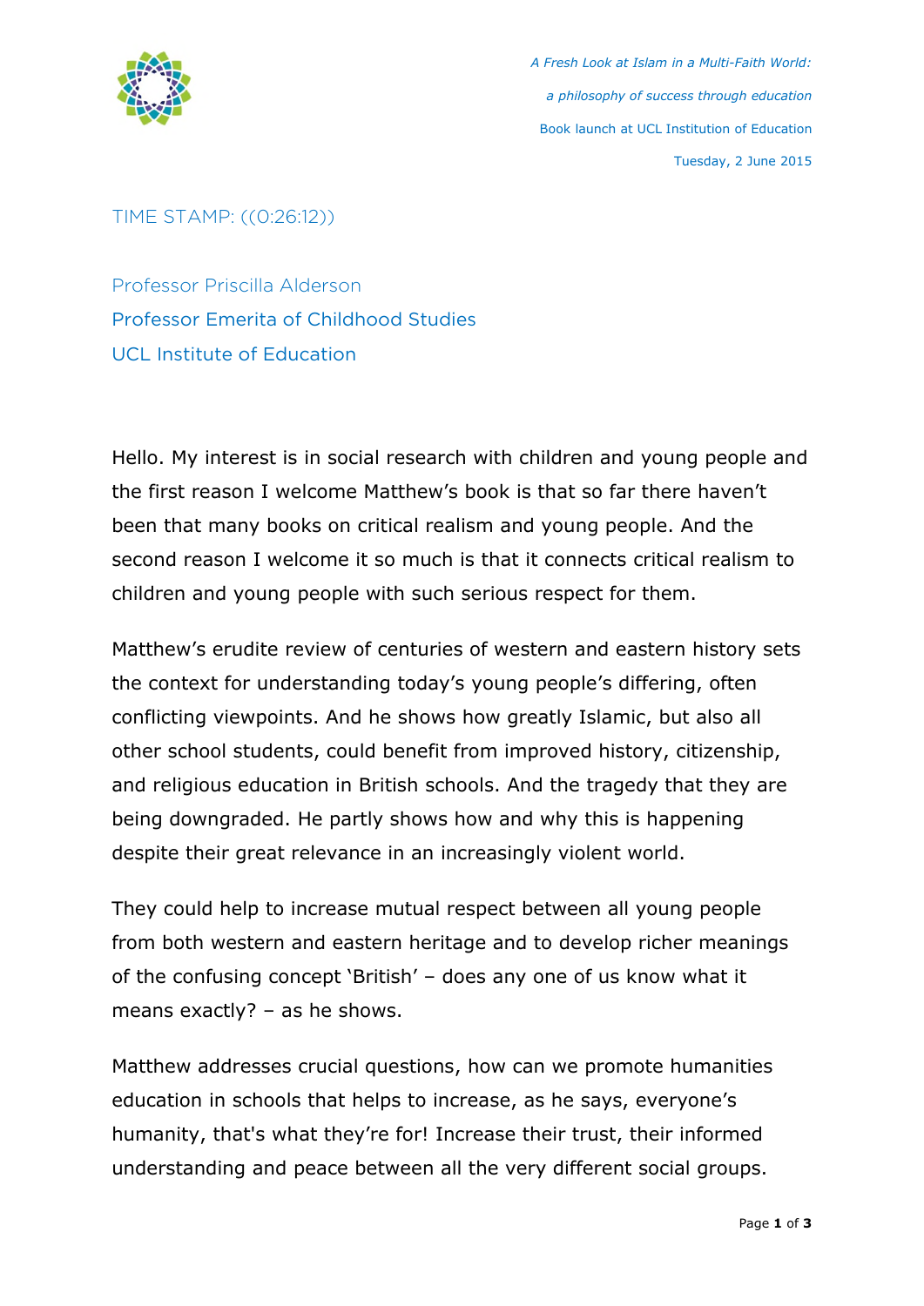*A Fresh Look at Islam in a Multi-Faith World:*

*a philosophy of success through education*

Book launch at UCL Institution of Education

Tuesday, 2 June 2015

TIME STAMP: ((0:26:12))

Professor Priscilla Alderson
Professor Emerita of Childhood Studies
UCL Institute of Education

Hello. My interest is in social research with children and young people and the first reason I welcome Matthew's book is that so far there haven't been that many books on critical realism and young people. And the second reason I welcome it so much is that it connects critical realism to children and young people with such serious respect for them.

Matthew's erudite review of centuries of western and eastern history sets the context for understanding today's young people's differing, often conflicting viewpoints. And he shows how greatly Islamic, but also all other school students, could benefit from improved history, citizenship, and religious education in British schools. And the tragedy that they are being downgraded. He partly shows how and why this is happening despite their great relevance in an increasingly violent world.

They could help to increase mutual respect between all young people from both western and eastern heritage and to develop richer meanings of the confusing concept 'British' – does any one of us know what it means exactly? – as he shows.

Matthew addresses crucial questions, how can we promote humanities education in schools that helps to increase, as he says, everyone's humanity, that's what they're for! Increase their trust, their informed understanding and peace between all the very different social groups.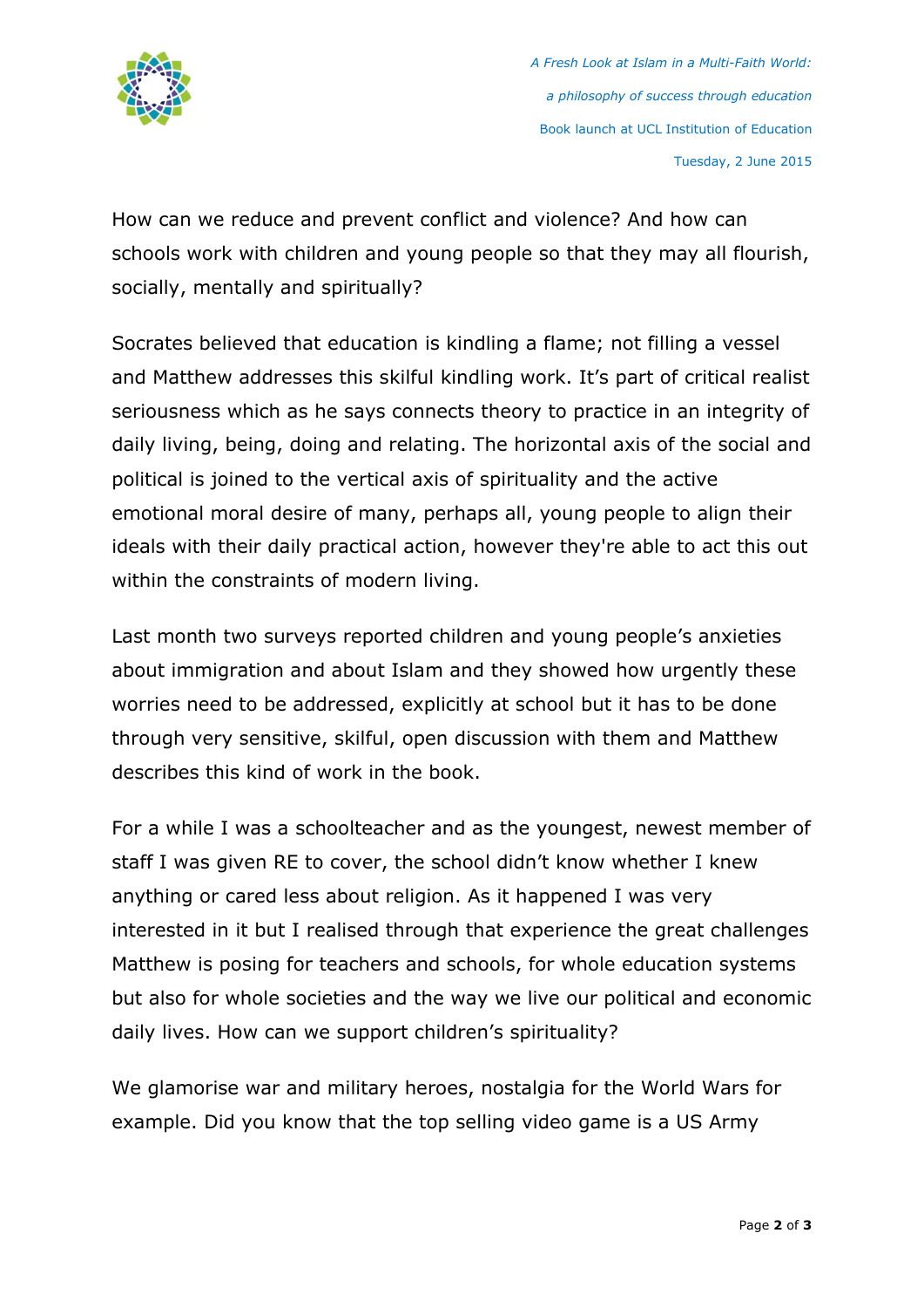How can we reduce and prevent conflict and violence? And how can schools work with children and young people so that they may all flourish, socially, mentally and spiritually?

Socrates believed that education is kindling a flame; not filling a vessel and Matthew addresses this skilful kindling work. It's part of critical realist seriousness which as he says connects theory to practice in an integrity of daily living, being, doing and relating. The horizontal axis of the social and political is joined to the vertical axis of spirituality and the active emotional moral desire of many, perhaps all, young people to align their ideals with their daily practical action, however they're able to act this out within the constraints of modern living.

Last month two surveys reported children and young people's anxieties about immigration and about Islam and they showed how urgently these worries need to be addressed, explicitly at school but it has to be done through very sensitive, skilful, open discussion with them and Matthew describes this kind of work in the book.

For a while I was a schoolteacher and as the youngest, newest member of staff I was given RE to cover, the school didn't know whether I knew anything or cared less about religion. As it happened I was very interested in it but I realised through that experience the great challenges Matthew is posing for teachers and schools, for whole education systems but also for whole societies and the way we live our political and economic daily lives. How can we support children's spirituality?

We glamorise war and military heroes, nostalgia for the World Wars for example. Did you know that the top selling video game is a US Army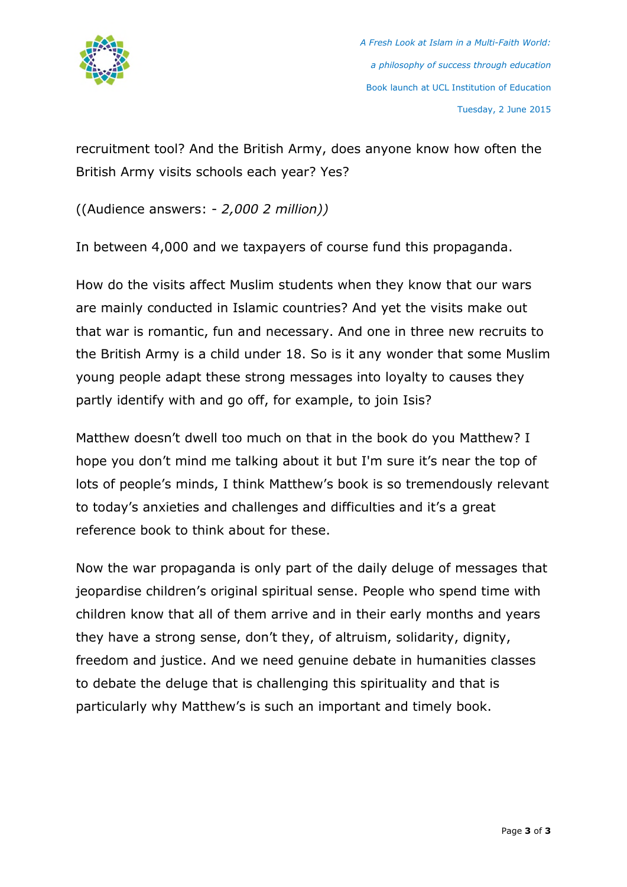recruitment tool? And the British Army, does anyone know how often the British Army visits schools each year? Yes?

((Audience answers: - *2,000 2 million))*

In between 4,000 and we taxpayers of course fund this propaganda.

How do the visits affect Muslim students when they know that our wars are mainly conducted in Islamic countries? And yet the visits make out that war is romantic, fun and necessary. And one in three new recruits to the British Army is a child under 18. So is it any wonder that some Muslim young people adapt these strong messages into loyalty to causes they partly identify with and go off, for example, to join Isis?

Matthew doesn't dwell too much on that in the book do you Matthew? I hope you don't mind me talking about it but I'm sure it's near the top of lots of people's minds, I think Matthew's book is so tremendously relevant to today's anxieties and challenges and difficulties and it's a great reference book to think about for these.

Now the war propaganda is only part of the daily deluge of messages that jeopardise children's original spiritual sense. People who spend time with children know that all of them arrive and in their early months and years they have a strong sense, don't they, of altruism, solidarity, dignity, freedom and justice. And we need genuine debate in humanities classes to debate the deluge that is challenging this spirituality and that is particularly why Matthew's is such an important and timely book.